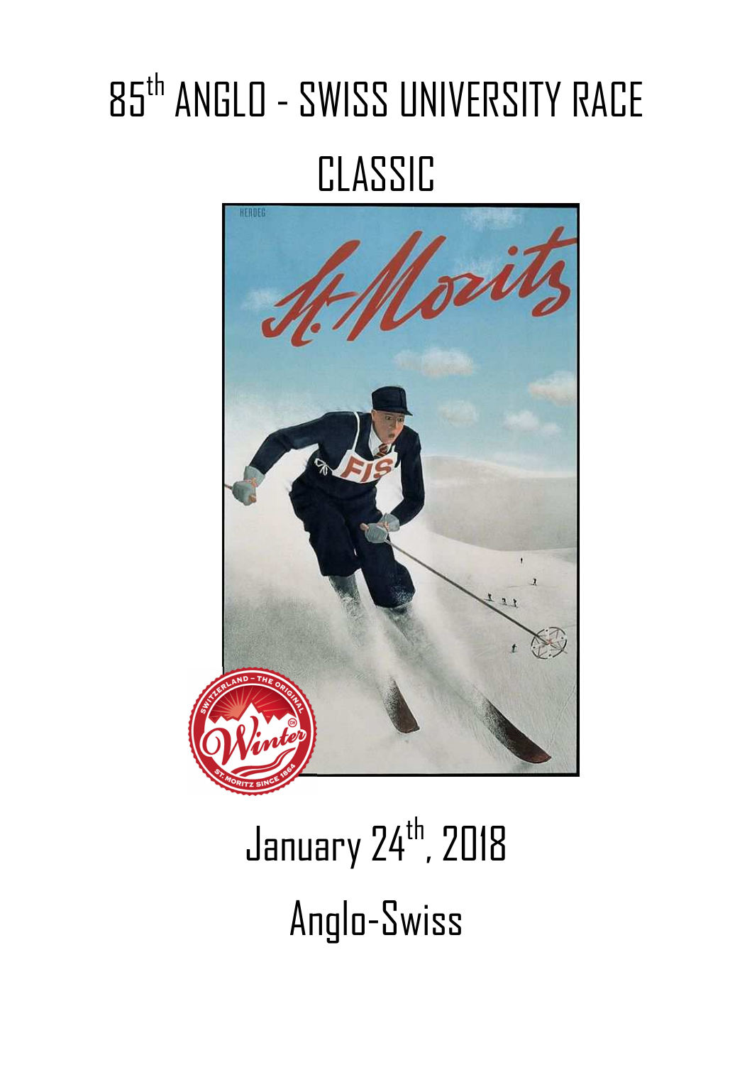# 85th ANGLO - SWISS UNIVERSITY RACE CLASSIC

January 24th, 2018

Anglo-Swiss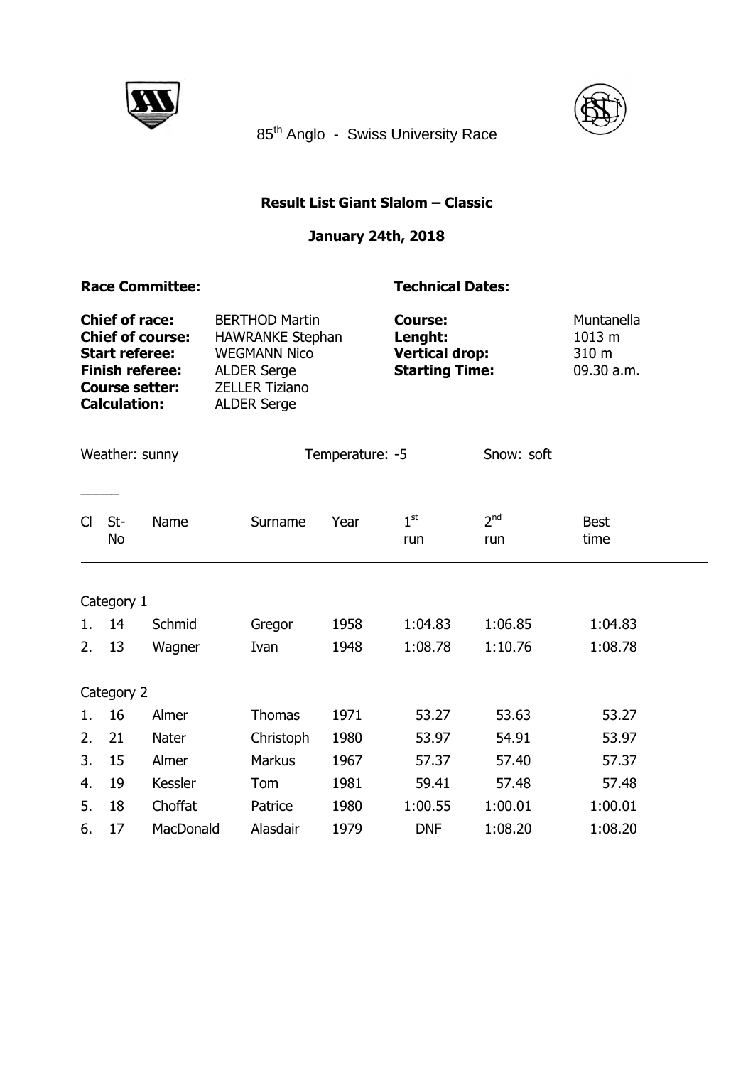85th Anglo - Swiss University Race

## Result List Giant Slalom – Classic

**January 24th, 2018**

**Race Committee:**

**Chief of race:** BERTHOD Martin
**Chief of course:** HAWRANKE Stephan
**Start referee:** WEGMANN Nico
**Finish referee:** ALDER Serge
**Course setter:** ZELLER Tiziano
**Calculation:** ALDER Serge

**Technical Dates:**

**Course:** Muntanella
**Lenght:** 1013 m
**Vertical drop:** 310 m
**Starting Time:** 09.30 a.m.

Weather: sunny | Temperature: -5 | Snow: soft

| Cl | St-No | Name | Surname | Year | 1st run | 2nd run | Best time |
|---|---|---|---|---|---|---|---|
| Category 1 | | | | | | | |
| 1. | 14 | Schmid | Gregor | 1958 | 1:04.83 | 1:06.85 | 1:04.83 |
| 2. | 13 | Wagner | Ivan | 1948 | 1:08.78 | 1:10.76 | 1:08.78 |
| Category 2 | | | | | | | |
| 1. | 16 | Almer | Thomas | 1971 | 53.27 | 53.63 | 53.27 |
| 2. | 21 | Nater | Christoph | 1980 | 53.97 | 54.91 | 53.97 |
| 3. | 15 | Almer | Markus | 1967 | 57.37 | 57.40 | 57.37 |
| 4. | 19 | Kessler | Tom | 1981 | 59.41 | 57.48 | 57.48 |
| 5. | 18 | Choffat | Patrice | 1980 | 1:00.55 | 1:00.01 | 1:00.01 |
| 6. | 17 | MacDonald | Alasdair | 1979 | DNF | 1:08.20 | 1:08.20 |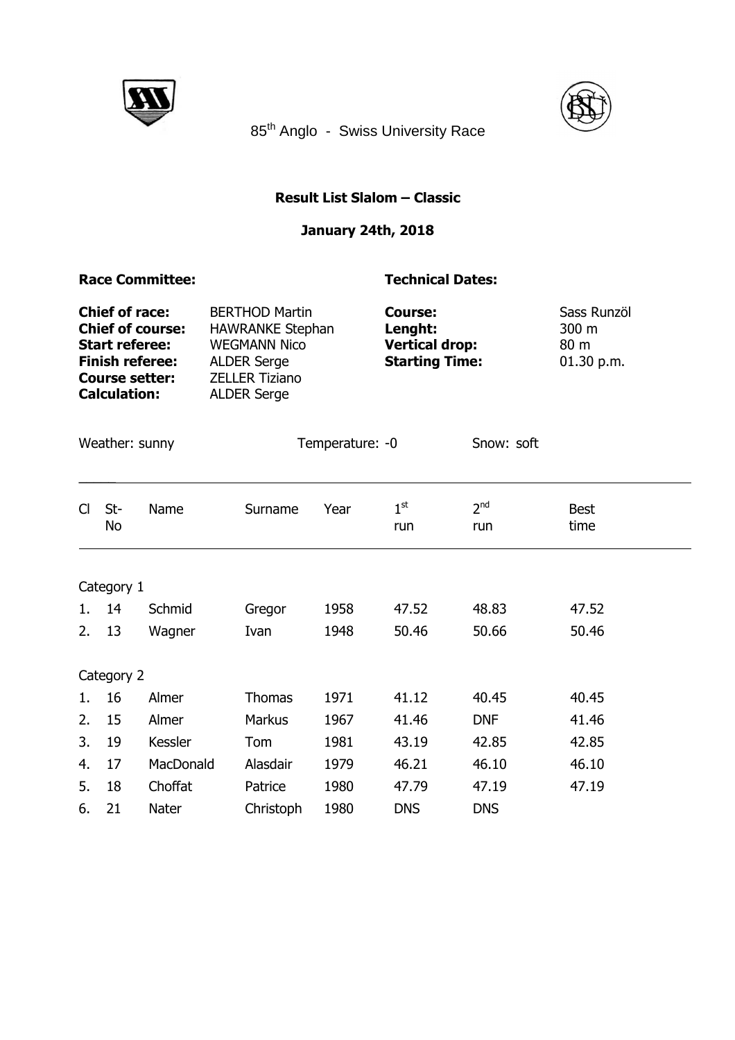85th Anglo - Swiss University Race

## Result List Slalom – Classic

**January 24th, 2018**

| **Race Committee:** | | **Technical Dates:** | |
|---|---|---|---|
| **Chief of race:** | BERTHOD Martin | **Course:** | Sass Runzöl |
| **Chief of course:** | HAWRANKE Stephan | **Lenght:** | 300 m |
| **Start referee:** | WEGMANN Nico | **Vertical drop:** | 80 m |
| **Finish referee:** | ALDER Serge | **Starting Time:** | 01.30 p.m. |
| **Course setter:** | ZELLER Tiziano | | |
| **Calculation:** | ALDER Serge | | |

Weather: sunny Temperature: -0 Snow: soft

| Cl | St-No | Name | Surname | Year | 1st run | 2nd run | Best time |
|---|---|---|---|---|---|---|---|
| Category 1 | | | | | | | |
| 1. | 14 | Schmid | Gregor | 1958 | 47.52 | 48.83 | 47.52 |
| 2. | 13 | Wagner | Ivan | 1948 | 50.46 | 50.66 | 50.46 |
| Category 2 | | | | | | | |
| 1. | 16 | Almer | Thomas | 1971 | 41.12 | 40.45 | 40.45 |
| 2. | 15 | Almer | Markus | 1967 | 41.46 | DNF | 41.46 |
| 3. | 19 | Kessler | Tom | 1981 | 43.19 | 42.85 | 42.85 |
| 4. | 17 | MacDonald | Alasdair | 1979 | 46.21 | 46.10 | 46.10 |
| 5. | 18 | Choffat | Patrice | 1980 | 47.79 | 47.19 | 47.19 |
| 6. | 21 | Nater | Christoph | 1980 | DNS | DNS | |